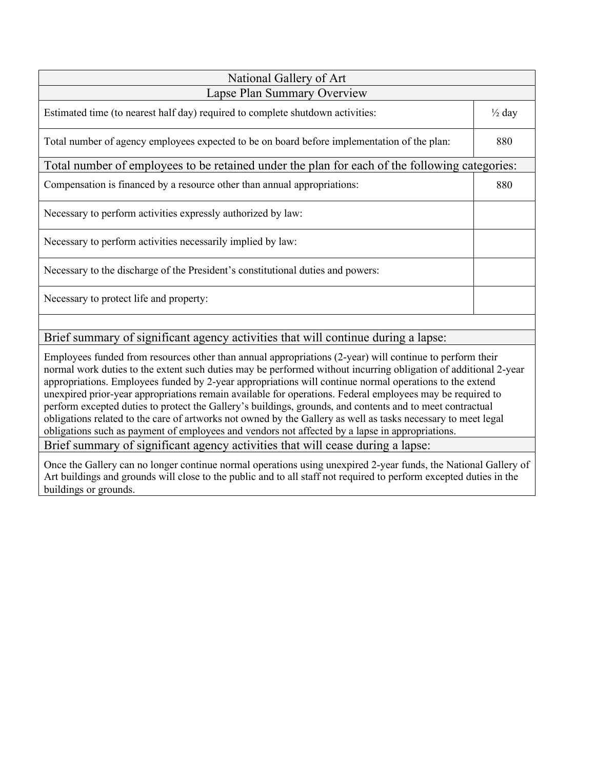| National Gallery of Art | |
|---|---|
| **Lapse Plan Summary Overview** | |
| Estimated time (to nearest half day) required to complete shutdown activities: | ½ day |
| Total number of agency employees expected to be on board before implementation of the plan: | 880 |
| **Total number of employees to be retained under the plan for each of the following categories:** | |
| Compensation is financed by a resource other than annual appropriations: | 880 |
| Necessary to perform activities expressly authorized by law: | |
| Necessary to perform activities necessarily implied by law: | |
| Necessary to the discharge of the President's constitutional duties and powers: | |
| Necessary to protect life and property: | |
| | |
| **Brief summary of significant agency activities that will continue during a lapse:** | |
| Employees funded from resources other than annual appropriations (2-year) will continue to perform their normal work duties to the extent such duties may be performed without incurring obligation of additional 2-year appropriations. Employees funded by 2-year appropriations will continue normal operations to the extend unexpired prior-year appropriations remain available for operations. Federal employees may be required to perform excepted duties to protect the Gallery's buildings, grounds, and contents and to meet contractual obligations related to the care of artworks not owned by the Gallery as well as tasks necessary to meet legal obligations such as payment of employees and vendors not affected by a lapse in appropriations. | |
| **Brief summary of significant agency activities that will cease during a lapse:** | |
| Once the Gallery can no longer continue normal operations using unexpired 2-year funds, the National Gallery of Art buildings and grounds will close to the public and to all staff not required to perform excepted duties in the buildings or grounds. | |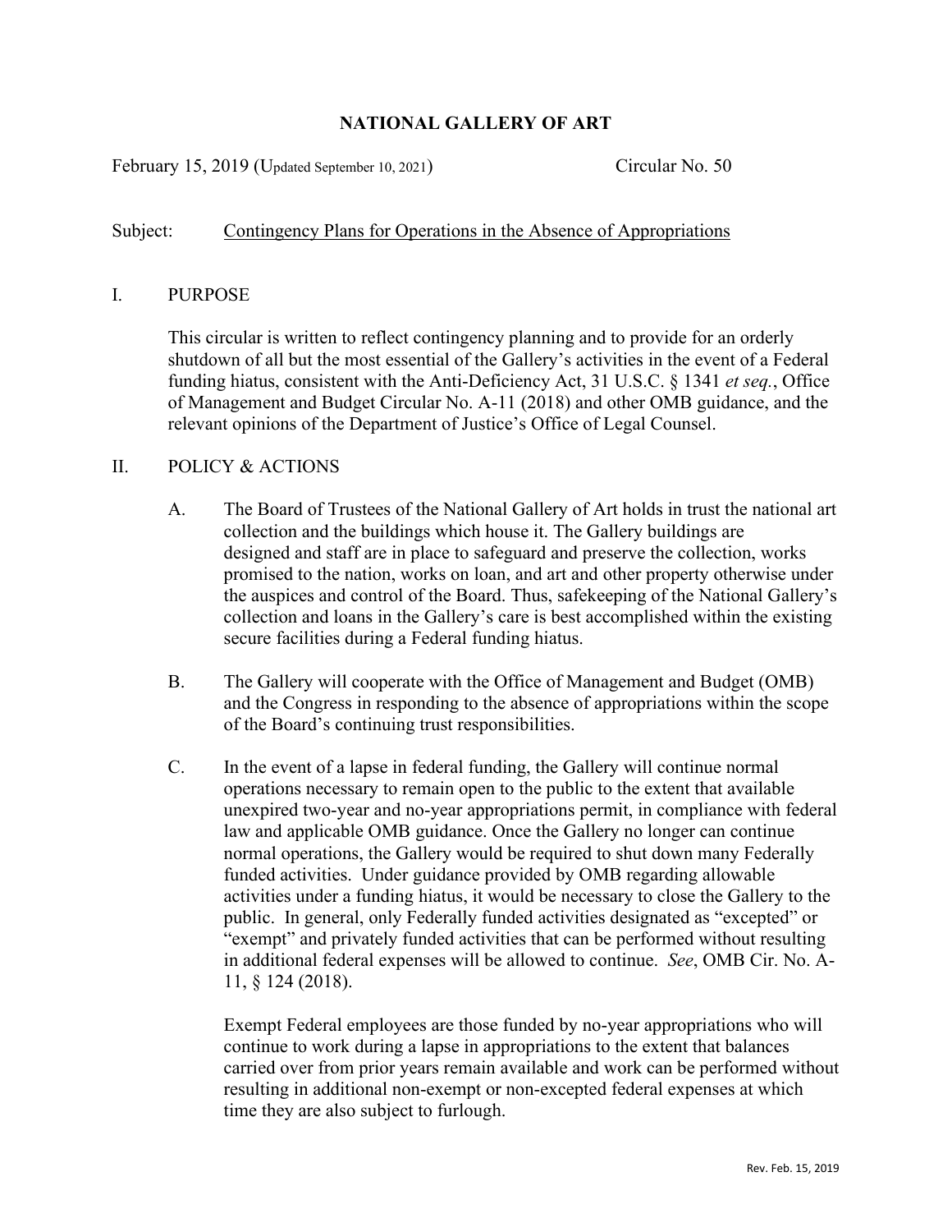# NATIONAL GALLERY OF ART

February 15, 2019 (Updated September 10, 2021) Circular No. 50

Subject: Contingency Plans for Operations in the Absence of Appropriations

## I. PURPOSE

This circular is written to reflect contingency planning and to provide for an orderly shutdown of all but the most essential of the Gallery's activities in the event of a Federal funding hiatus, consistent with the Anti-Deficiency Act, 31 U.S.C. § 1341 *et seq.*, Office of Management and Budget Circular No. A-11 (2018) and other OMB guidance, and the relevant opinions of the Department of Justice's Office of Legal Counsel.

## II. POLICY & ACTIONS

A. The Board of Trustees of the National Gallery of Art holds in trust the national art collection and the buildings which house it. The Gallery buildings are designed and staff are in place to safeguard and preserve the collection, works promised to the nation, works on loan, and art and other property otherwise under the auspices and control of the Board. Thus, safekeeping of the National Gallery's collection and loans in the Gallery's care is best accomplished within the existing secure facilities during a Federal funding hiatus.

B. The Gallery will cooperate with the Office of Management and Budget (OMB) and the Congress in responding to the absence of appropriations within the scope of the Board's continuing trust responsibilities.

C. In the event of a lapse in federal funding, the Gallery will continue normal operations necessary to remain open to the public to the extent that available unexpired two-year and no-year appropriations permit, in compliance with federal law and applicable OMB guidance. Once the Gallery no longer can continue normal operations, the Gallery would be required to shut down many Federally funded activities. Under guidance provided by OMB regarding allowable activities under a funding hiatus, it would be necessary to close the Gallery to the public. In general, only Federally funded activities designated as "excepted" or "exempt" and privately funded activities that can be performed without resulting in additional federal expenses will be allowed to continue. *See*, OMB Cir. No. A-11, § 124 (2018).

Exempt Federal employees are those funded by no-year appropriations who will continue to work during a lapse in appropriations to the extent that balances carried over from prior years remain available and work can be performed without resulting in additional non-exempt or non-excepted federal expenses at which time they are also subject to furlough.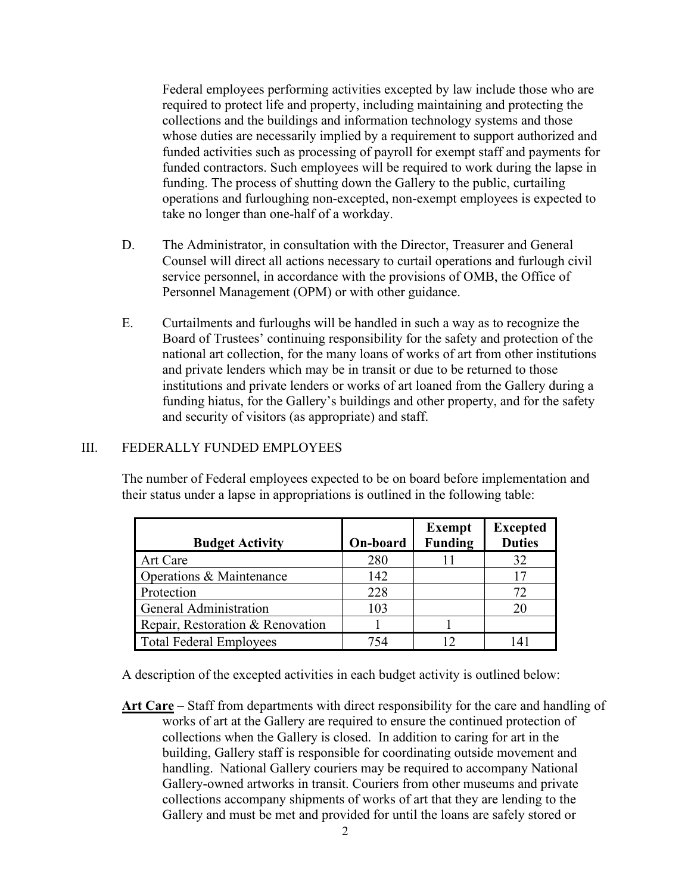Federal employees performing activities excepted by law include those who are required to protect life and property, including maintaining and protecting the collections and the buildings and information technology systems and those whose duties are necessarily implied by a requirement to support authorized and funded activities such as processing of payroll for exempt staff and payments for funded contractors. Such employees will be required to work during the lapse in funding. The process of shutting down the Gallery to the public, curtailing operations and furloughing non-excepted, non-exempt employees is expected to take no longer than one-half of a workday.

D. The Administrator, in consultation with the Director, Treasurer and General Counsel will direct all actions necessary to curtail operations and furlough civil service personnel, in accordance with the provisions of OMB, the Office of Personnel Management (OPM) or with other guidance.

E. Curtailments and furloughs will be handled in such a way as to recognize the Board of Trustees' continuing responsibility for the safety and protection of the national art collection, for the many loans of works of art from other institutions and private lenders which may be in transit or due to be returned to those institutions and private lenders or works of art loaned from the Gallery during a funding hiatus, for the Gallery's buildings and other property, and for the safety and security of visitors (as appropriate) and staff.

## III. FEDERALLY FUNDED EMPLOYEES

The number of Federal employees expected to be on board before implementation and their status under a lapse in appropriations is outlined in the following table:

| Budget Activity | On-board | Exempt Funding | Excepted Duties |
|---|---|---|---|
| Art Care | 280 | 11 | 32 |
| Operations & Maintenance | 142 | | 17 |
| Protection | 228 | | 72 |
| General Administration | 103 | | 20 |
| Repair, Restoration & Renovation | 1 | 1 | |
| Total Federal Employees | 754 | 12 | 141 |

A description of the excepted activities in each budget activity is outlined below:

**Art Care** – Staff from departments with direct responsibility for the care and handling of works of art at the Gallery are required to ensure the continued protection of collections when the Gallery is closed. In addition to caring for art in the building, Gallery staff is responsible for coordinating outside movement and handling. National Gallery couriers may be required to accompany National Gallery-owned artworks in transit. Couriers from other museums and private collections accompany shipments of works of art that they are lending to the Gallery and must be met and provided for until the loans are safely stored or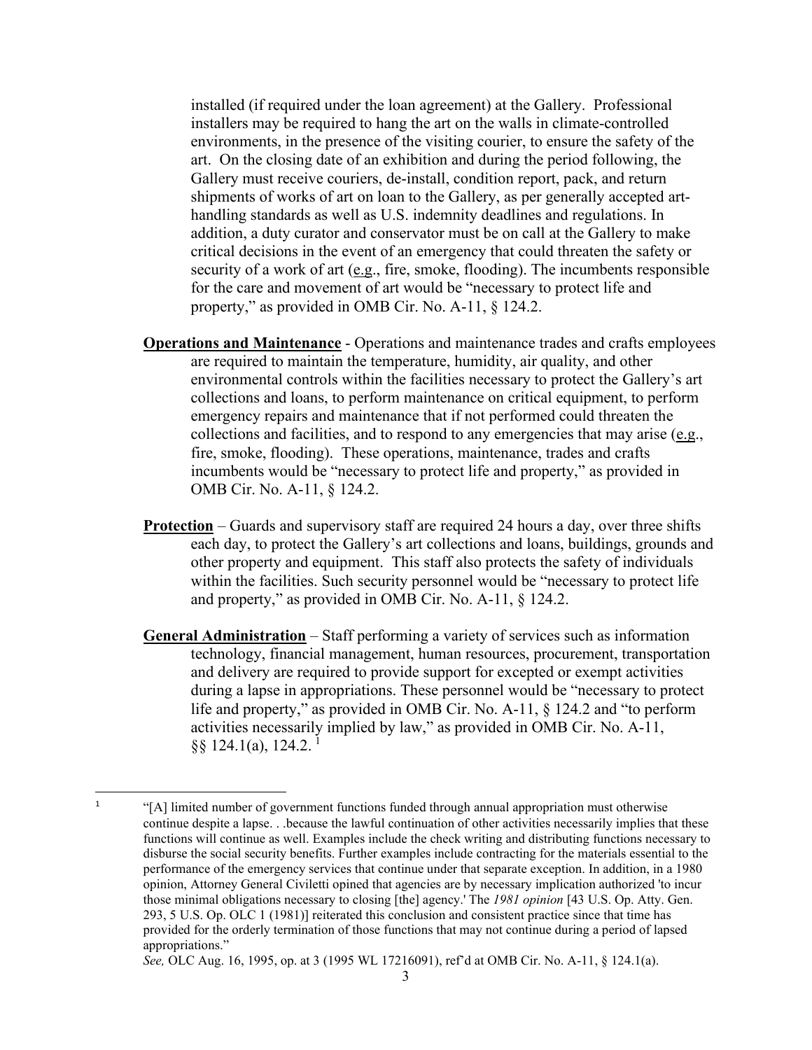installed (if required under the loan agreement) at the Gallery. Professional installers may be required to hang the art on the walls in climate-controlled environments, in the presence of the visiting courier, to ensure the safety of the art. On the closing date of an exhibition and during the period following, the Gallery must receive couriers, de-install, condition report, pack, and return shipments of works of art on loan to the Gallery, as per generally accepted art-handling standards as well as U.S. indemnity deadlines and regulations. In addition, a duty curator and conservator must be on call at the Gallery to make critical decisions in the event of an emergency that could threaten the safety or security of a work of art (e.g., fire, smoke, flooding). The incumbents responsible for the care and movement of art would be "necessary to protect life and property," as provided in OMB Cir. No. A-11, § 124.2.

**Operations and Maintenance** - Operations and maintenance trades and crafts employees are required to maintain the temperature, humidity, air quality, and other environmental controls within the facilities necessary to protect the Gallery's art collections and loans, to perform maintenance on critical equipment, to perform emergency repairs and maintenance that if not performed could threaten the collections and facilities, and to respond to any emergencies that may arise (e.g., fire, smoke, flooding). These operations, maintenance, trades and crafts incumbents would be "necessary to protect life and property," as provided in OMB Cir. No. A-11, § 124.2.

**Protection** – Guards and supervisory staff are required 24 hours a day, over three shifts each day, to protect the Gallery's art collections and loans, buildings, grounds and other property and equipment. This staff also protects the safety of individuals within the facilities. Such security personnel would be "necessary to protect life and property," as provided in OMB Cir. No. A-11, § 124.2.

**General Administration** – Staff performing a variety of services such as information technology, financial management, human resources, procurement, transportation and delivery are required to provide support for excepted or exempt activities during a lapse in appropriations. These personnel would be "necessary to protect life and property," as provided in OMB Cir. No. A-11, § 124.2 and "to perform activities necessarily implied by law," as provided in OMB Cir. No. A-11, §§ 124.1(a), 124.2. [1]

---

[1] "[A] limited number of government functions funded through annual appropriation must otherwise continue despite a lapse. . .because the lawful continuation of other activities necessarily implies that these functions will continue as well. Examples include the check writing and distributing functions necessary to disburse the social security benefits. Further examples include contracting for the materials essential to the performance of the emergency services that continue under that separate exception. In addition, in a 1980 opinion, Attorney General Civiletti opined that agencies are by necessary implication authorized 'to incur those minimal obligations necessary to closing [the] agency.' The *1981 opinion* [43 U.S. Op. Atty. Gen. 293, 5 U.S. Op. OLC 1 (1981)] reiterated this conclusion and consistent practice since that time has provided for the orderly termination of those functions that may not continue during a period of lapsed appropriations."

*See,* OLC Aug. 16, 1995, op. at 3 (1995 WL 17216091), ref'd at OMB Cir. No. A-11, § 124.1(a).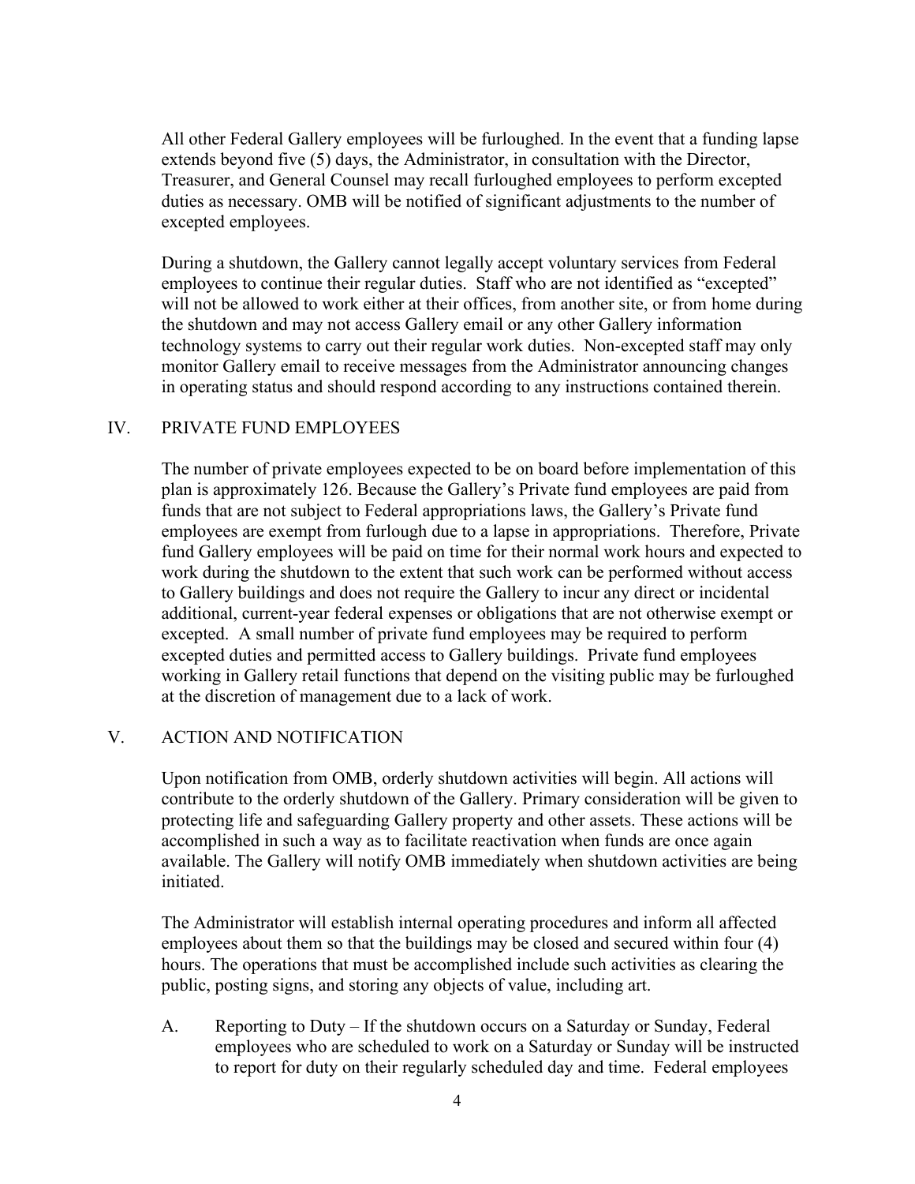All other Federal Gallery employees will be furloughed. In the event that a funding lapse extends beyond five (5) days, the Administrator, in consultation with the Director, Treasurer, and General Counsel may recall furloughed employees to perform excepted duties as necessary. OMB will be notified of significant adjustments to the number of excepted employees.

During a shutdown, the Gallery cannot legally accept voluntary services from Federal employees to continue their regular duties. Staff who are not identified as "excepted" will not be allowed to work either at their offices, from another site, or from home during the shutdown and may not access Gallery email or any other Gallery information technology systems to carry out their regular work duties. Non-excepted staff may only monitor Gallery email to receive messages from the Administrator announcing changes in operating status and should respond according to any instructions contained therein.

## IV. PRIVATE FUND EMPLOYEES

The number of private employees expected to be on board before implementation of this plan is approximately 126. Because the Gallery's Private fund employees are paid from funds that are not subject to Federal appropriations laws, the Gallery's Private fund employees are exempt from furlough due to a lapse in appropriations. Therefore, Private fund Gallery employees will be paid on time for their normal work hours and expected to work during the shutdown to the extent that such work can be performed without access to Gallery buildings and does not require the Gallery to incur any direct or incidental additional, current-year federal expenses or obligations that are not otherwise exempt or excepted. A small number of private fund employees may be required to perform excepted duties and permitted access to Gallery buildings. Private fund employees working in Gallery retail functions that depend on the visiting public may be furloughed at the discretion of management due to a lack of work.

## V. ACTION AND NOTIFICATION

Upon notification from OMB, orderly shutdown activities will begin. All actions will contribute to the orderly shutdown of the Gallery. Primary consideration will be given to protecting life and safeguarding Gallery property and other assets. These actions will be accomplished in such a way as to facilitate reactivation when funds are once again available. The Gallery will notify OMB immediately when shutdown activities are being initiated.

The Administrator will establish internal operating procedures and inform all affected employees about them so that the buildings may be closed and secured within four (4) hours. The operations that must be accomplished include such activities as clearing the public, posting signs, and storing any objects of value, including art.

A. Reporting to Duty – If the shutdown occurs on a Saturday or Sunday, Federal employees who are scheduled to work on a Saturday or Sunday will be instructed to report for duty on their regularly scheduled day and time. Federal employees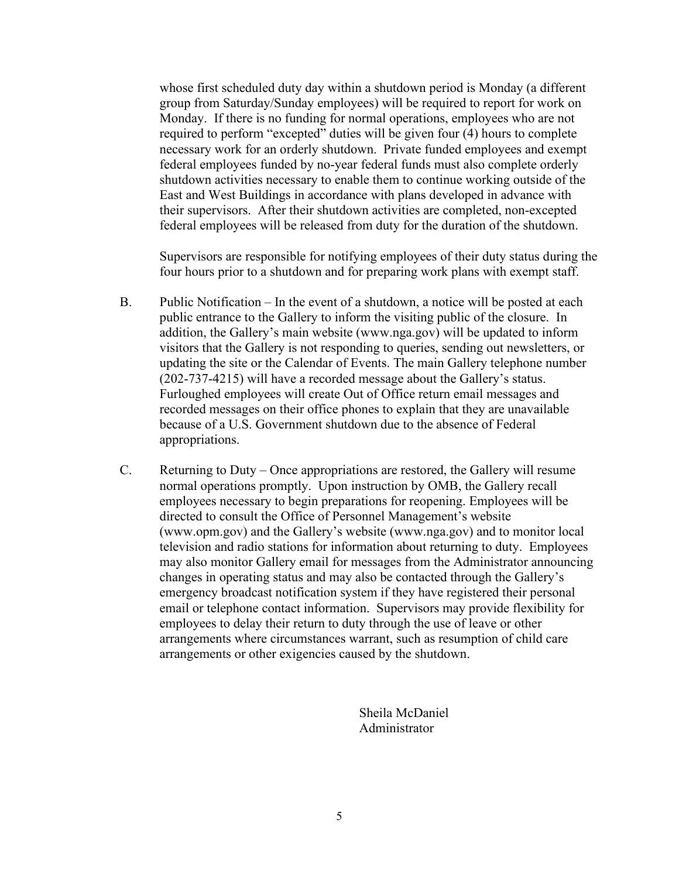whose first scheduled duty day within a shutdown period is Monday (a different group from Saturday/Sunday employees) will be required to report for work on Monday. If there is no funding for normal operations, employees who are not required to perform "excepted" duties will be given four (4) hours to complete necessary work for an orderly shutdown. Private funded employees and exempt federal employees funded by no-year federal funds must also complete orderly shutdown activities necessary to enable them to continue working outside of the East and West Buildings in accordance with plans developed in advance with their supervisors. After their shutdown activities are completed, non-excepted federal employees will be released from duty for the duration of the shutdown.

Supervisors are responsible for notifying employees of their duty status during the four hours prior to a shutdown and for preparing work plans with exempt staff.

B. Public Notification – In the event of a shutdown, a notice will be posted at each public entrance to the Gallery to inform the visiting public of the closure. In addition, the Gallery's main website (www.nga.gov) will be updated to inform visitors that the Gallery is not responding to queries, sending out newsletters, or updating the site or the Calendar of Events. The main Gallery telephone number (202-737-4215) will have a recorded message about the Gallery's status. Furloughed employees will create Out of Office return email messages and recorded messages on their office phones to explain that they are unavailable because of a U.S. Government shutdown due to the absence of Federal appropriations.

C. Returning to Duty – Once appropriations are restored, the Gallery will resume normal operations promptly. Upon instruction by OMB, the Gallery recall employees necessary to begin preparations for reopening. Employees will be directed to consult the Office of Personnel Management's website (www.opm.gov) and the Gallery's website (www.nga.gov) and to monitor local television and radio stations for information about returning to duty. Employees may also monitor Gallery email for messages from the Administrator announcing changes in operating status and may also be contacted through the Gallery's emergency broadcast notification system if they have registered their personal email or telephone contact information. Supervisors may provide flexibility for employees to delay their return to duty through the use of leave or other arrangements where circumstances warrant, such as resumption of child care arrangements or other exigencies caused by the shutdown.

Sheila McDaniel
Administrator